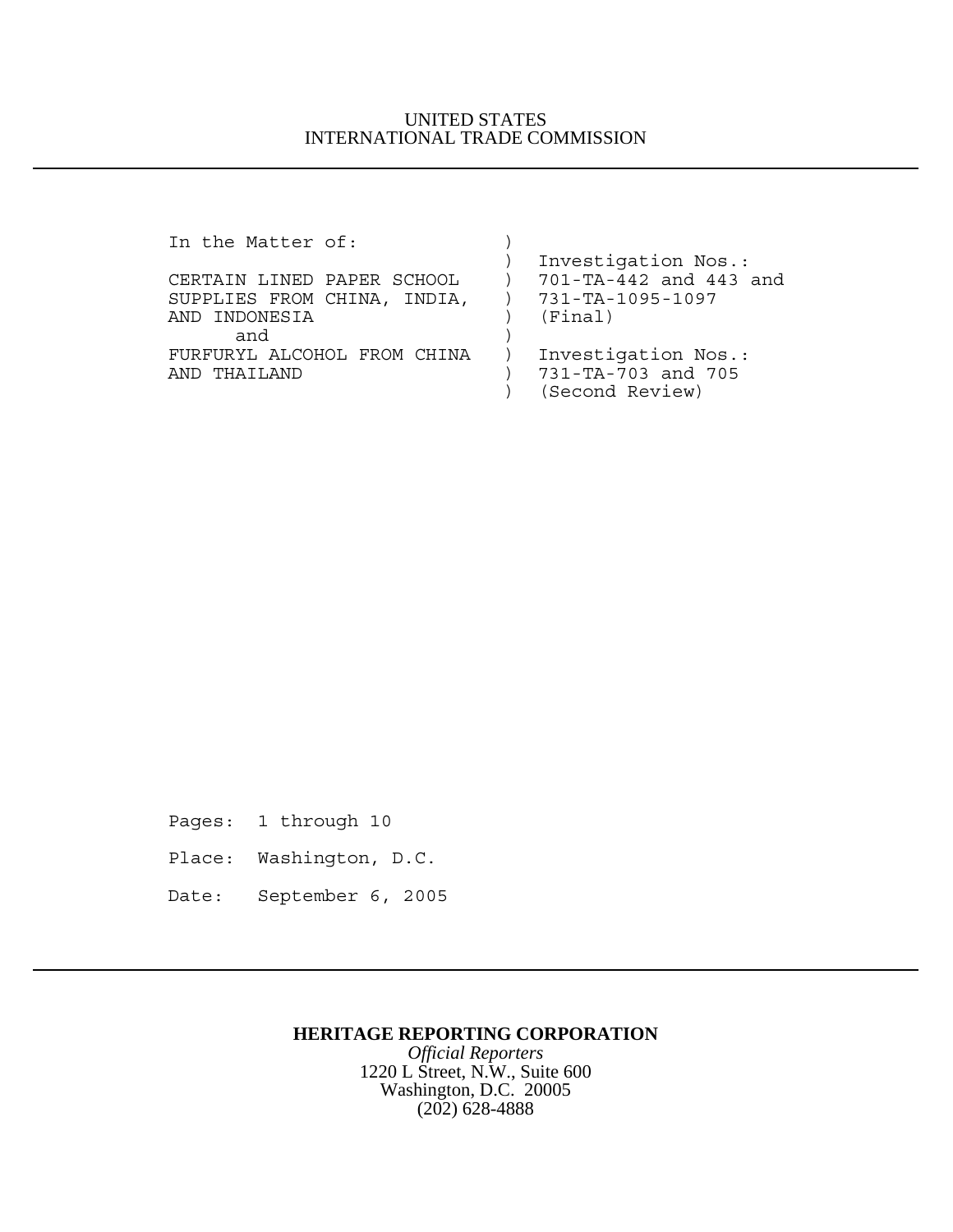UNITED STATES
INTERNATIONAL TRADE COMMISSION

---

| | | |
|---|---|---|
| In the Matter of: | ) | |
| | ) | Investigation Nos.: |
| CERTAIN LINED PAPER SCHOOL | ) | 701-TA-442 and 443 and |
| SUPPLIES FROM CHINA, INDIA, | ) | 731-TA-1095-1097 |
| AND INDONESIA | ) | (Final) |
| and | ) | |
| FURFURYL ALCOHOL FROM CHINA | ) | Investigation Nos.: |
| AND THAILAND | ) | 731-TA-703 and 705 |
| | ) | (Second Review) |

Pages: 1 through 10

Place: Washington, D.C.

Date: September 6, 2005

---

**HERITAGE REPORTING CORPORATION**
*Official Reporters*
1220 L Street, N.W., Suite 600
Washington, D.C. 20005
(202) 628-4888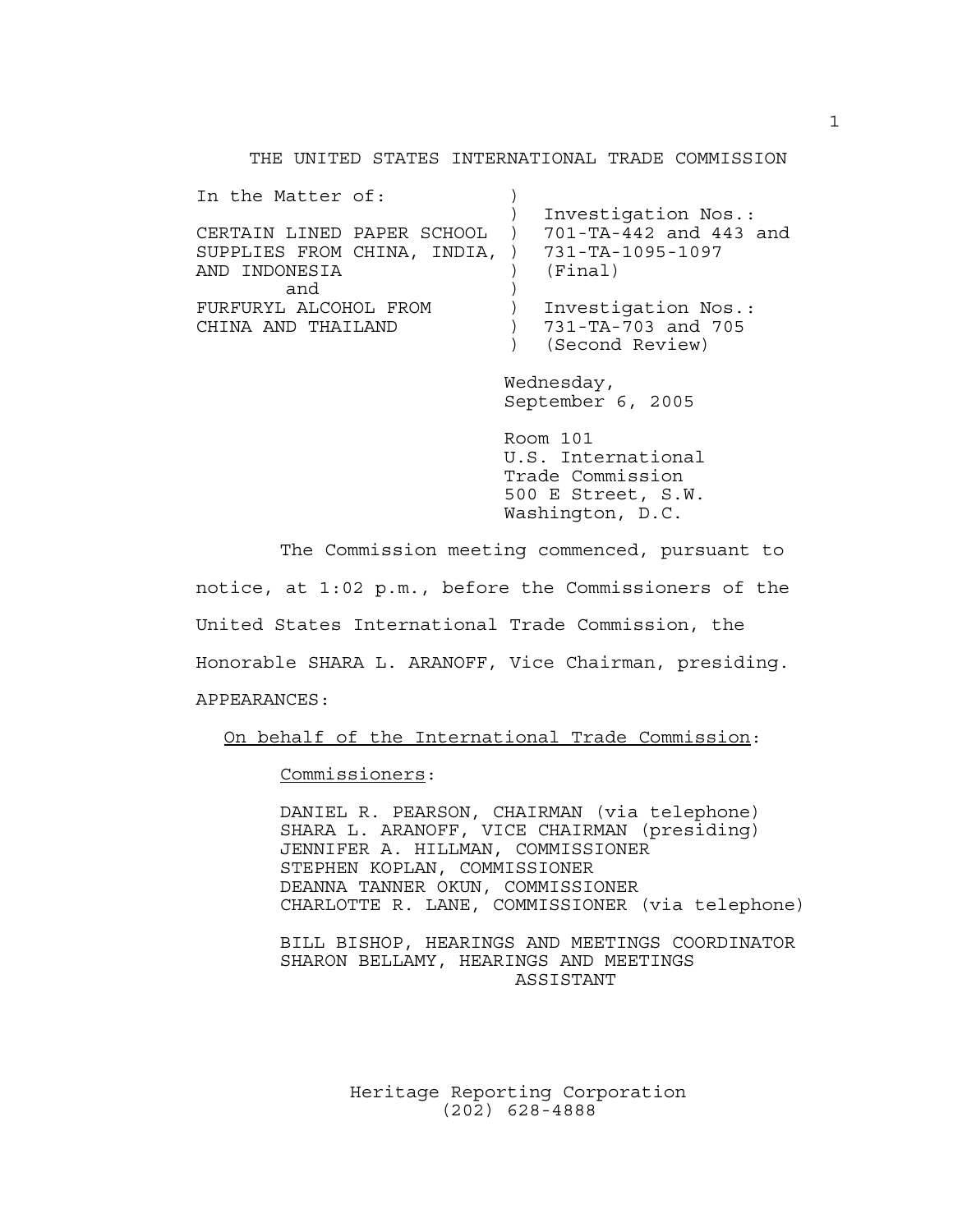THE UNITED STATES INTERNATIONAL TRADE COMMISSION

| | | |
|---|---|---|
| In the Matter of: | ) | |
| | ) | Investigation Nos.: |
| CERTAIN LINED PAPER SCHOOL | ) | 701-TA-442 and 443 and |
| SUPPLIES FROM CHINA, INDIA, | ) | 731-TA-1095-1097 |
| AND INDONESIA | ) | (Final) |
| and | ) | |
| FURFURYL ALCOHOL FROM | ) | Investigation Nos.: |
| CHINA AND THAILAND | ) | 731-TA-703 and 705 |
| | ) | (Second Review) |

Wednesday,
September 6, 2005

Room 101
U.S. International
Trade Commission
500 E Street, S.W.
Washington, D.C.

The Commission meeting commenced, pursuant to notice, at 1:02 p.m., before the Commissioners of the United States International Trade Commission, the Honorable SHARA L. ARANOFF, Vice Chairman, presiding.

APPEARANCES:

On behalf of the International Trade Commission:

Commissioners:

DANIEL R. PEARSON, CHAIRMAN (via telephone)
SHARA L. ARANOFF, VICE CHAIRMAN (presiding)
JENNIFER A. HILLMAN, COMMISSIONER
STEPHEN KOPLAN, COMMISSIONER
DEANNA TANNER OKUN, COMMISSIONER
CHARLOTTE R. LANE, COMMISSIONER (via telephone)

BILL BISHOP, HEARINGS AND MEETINGS COORDINATOR
SHARON BELLAMY, HEARINGS AND MEETINGS ASSISTANT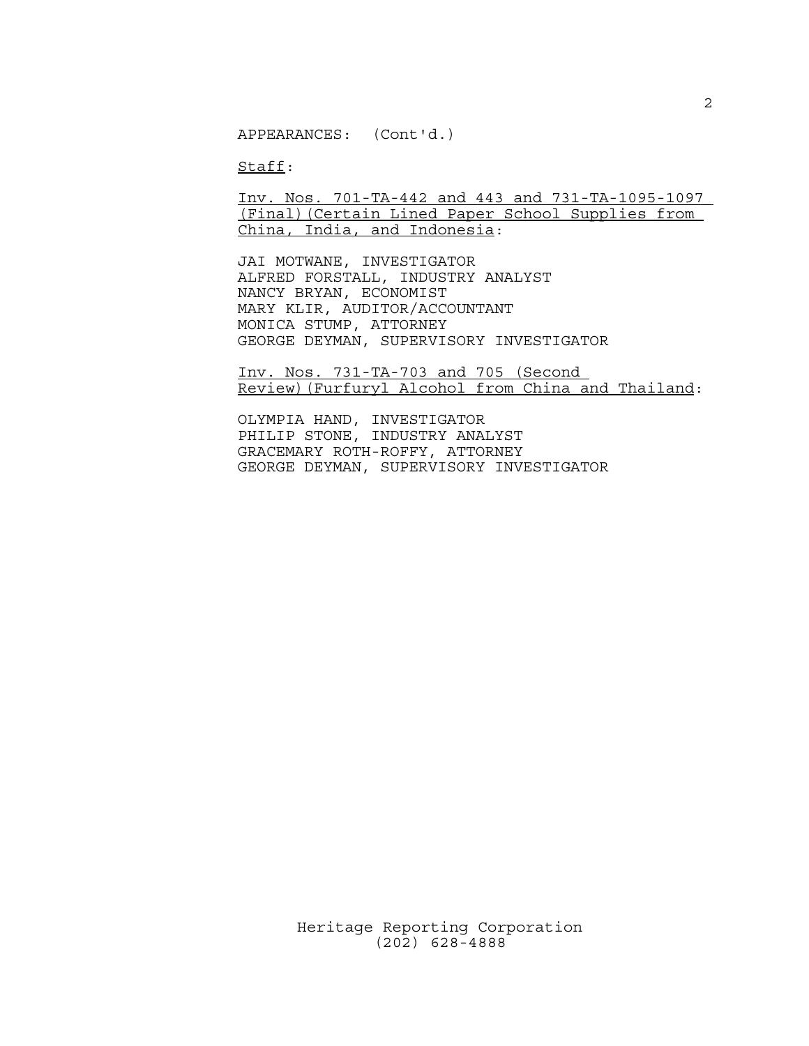APPEARANCES: (Cont'd.)

<u>Staff</u>:

<u>Inv. Nos. 701-TA-442 and 443 and 731-TA-1095-1097 (Final)(Certain Lined Paper School Supplies from China, India, and Indonesia</u>:

JAI MOTWANE, INVESTIGATOR
ALFRED FORSTALL, INDUSTRY ANALYST
NANCY BRYAN, ECONOMIST
MARY KLIR, AUDITOR/ACCOUNTANT
MONICA STUMP, ATTORNEY
GEORGE DEYMAN, SUPERVISORY INVESTIGATOR

<u>Inv. Nos. 731-TA-703 and 705 (Second Review)(Furfuryl Alcohol from China and Thailand</u>:

OLYMPIA HAND, INVESTIGATOR
PHILIP STONE, INDUSTRY ANALYST
GRACEMARY ROTH-ROFFY, ATTORNEY
GEORGE DEYMAN, SUPERVISORY INVESTIGATOR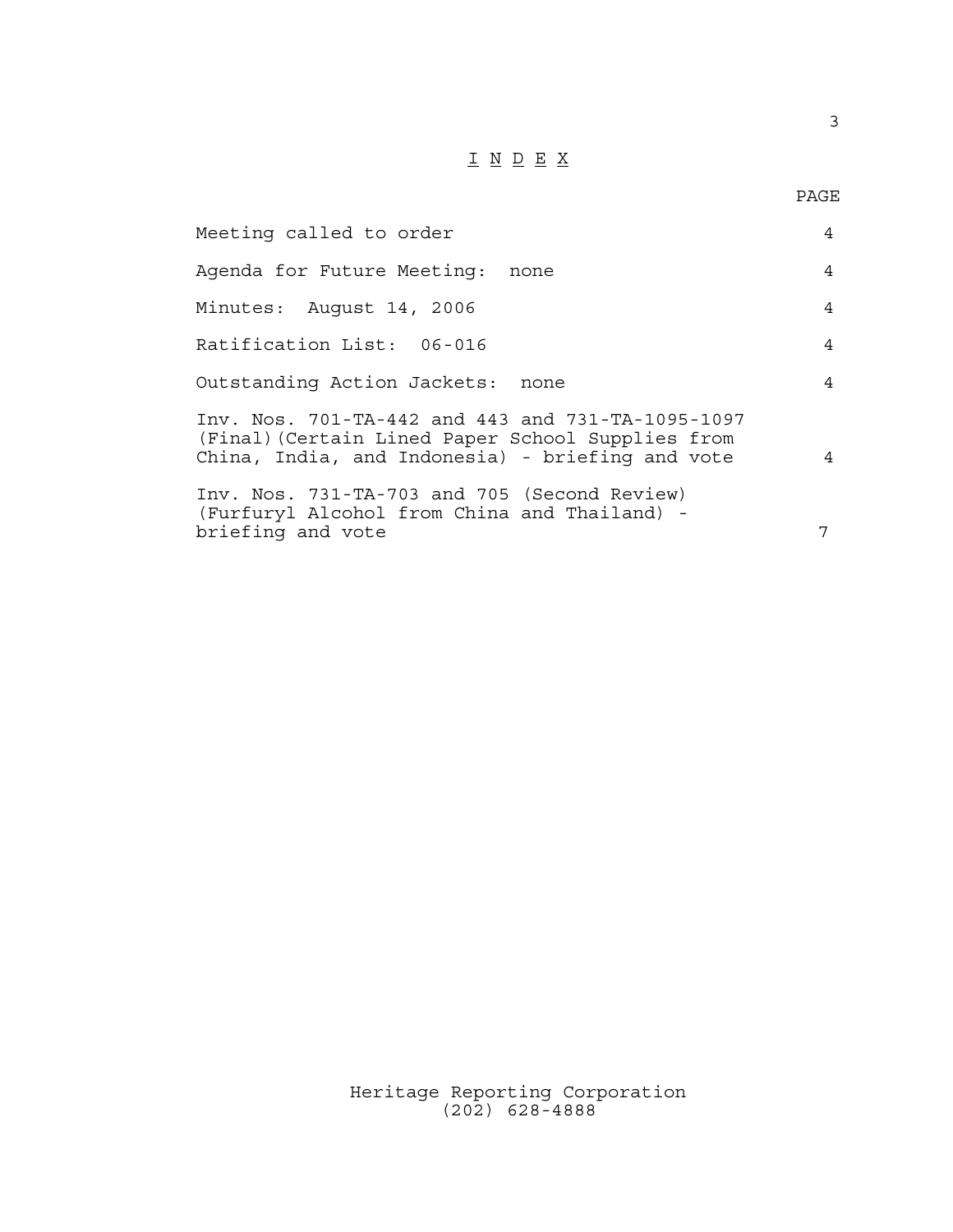# I N D E X

| | PAGE |
|---|---|
| Meeting called to order | 4 |
| Agenda for Future Meeting: none | 4 |
| Minutes: August 14, 2006 | 4 |
| Ratification List: 06-016 | 4 |
| Outstanding Action Jackets: none | 4 |
| Inv. Nos. 701-TA-442 and 443 and 731-TA-1095-1097 (Final)(Certain Lined Paper School Supplies from China, India, and Indonesia) - briefing and vote | 4 |
| Inv. Nos. 731-TA-703 and 705 (Second Review) (Furfuryl Alcohol from China and Thailand) - briefing and vote | 7 |

Heritage Reporting Corporation
(202) 628-4888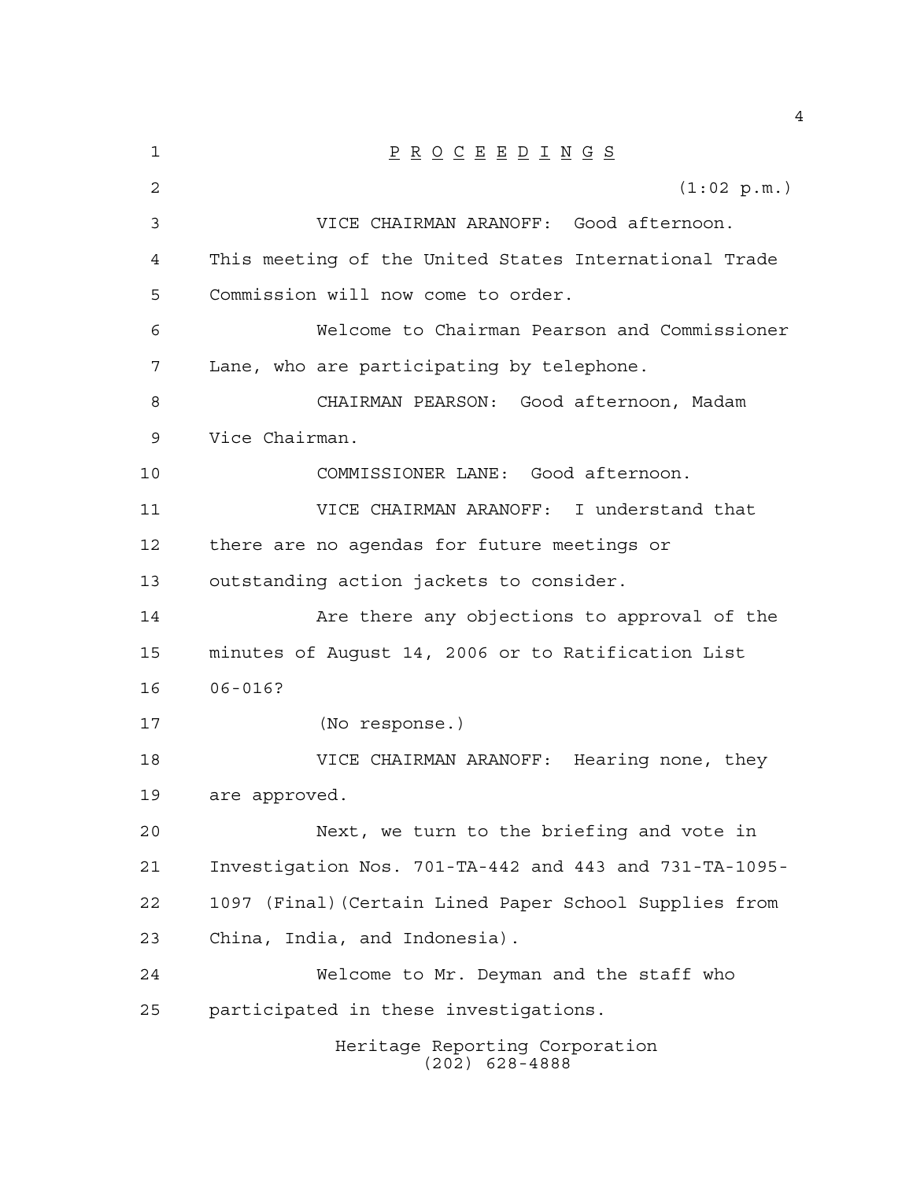P R O C E E D I N G S

(1:02 p.m.)

VICE CHAIRMAN ARANOFF: Good afternoon. This meeting of the United States International Trade Commission will now come to order.

Welcome to Chairman Pearson and Commissioner Lane, who are participating by telephone.

CHAIRMAN PEARSON: Good afternoon, Madam Vice Chairman.

COMMISSIONER LANE: Good afternoon.

VICE CHAIRMAN ARANOFF: I understand that there are no agendas for future meetings or outstanding action jackets to consider.

Are there any objections to approval of the minutes of August 14, 2006 or to Ratification List 06-016?

(No response.)

VICE CHAIRMAN ARANOFF: Hearing none, they are approved.

Next, we turn to the briefing and vote in Investigation Nos. 701-TA-442 and 443 and 731-TA-1095-1097 (Final)(Certain Lined Paper School Supplies from China, India, and Indonesia).

Welcome to Mr. Deyman and the staff who participated in these investigations.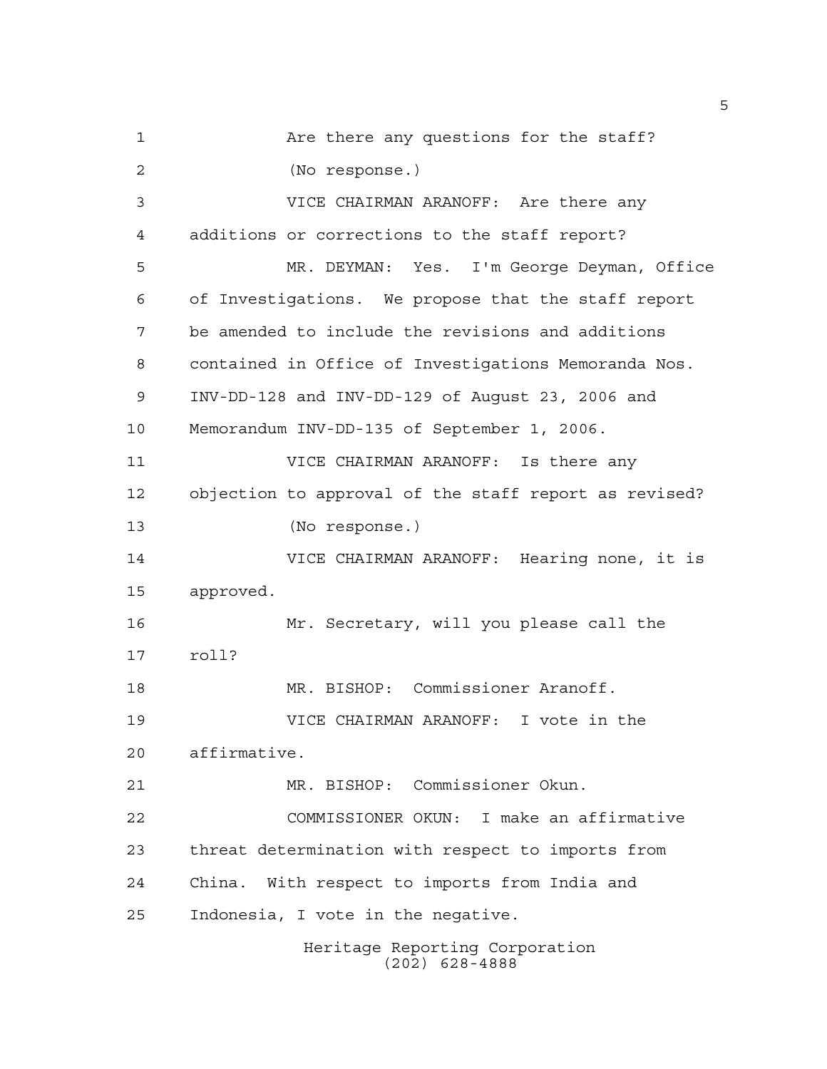Are there any questions for the staff?

(No response.)

VICE CHAIRMAN ARANOFF: Are there any additions or corrections to the staff report?

MR. DEYMAN: Yes. I'm George Deyman, Office of Investigations. We propose that the staff report be amended to include the revisions and additions contained in Office of Investigations Memoranda Nos. INV-DD-128 and INV-DD-129 of August 23, 2006 and Memorandum INV-DD-135 of September 1, 2006.

VICE CHAIRMAN ARANOFF: Is there any objection to approval of the staff report as revised?

(No response.)

VICE CHAIRMAN ARANOFF: Hearing none, it is approved.

Mr. Secretary, will you please call the roll?

MR. BISHOP: Commissioner Aranoff.

VICE CHAIRMAN ARANOFF: I vote in the affirmative.

MR. BISHOP: Commissioner Okun.

COMMISSIONER OKUN: I make an affirmative threat determination with respect to imports from China. With respect to imports from India and Indonesia, I vote in the negative.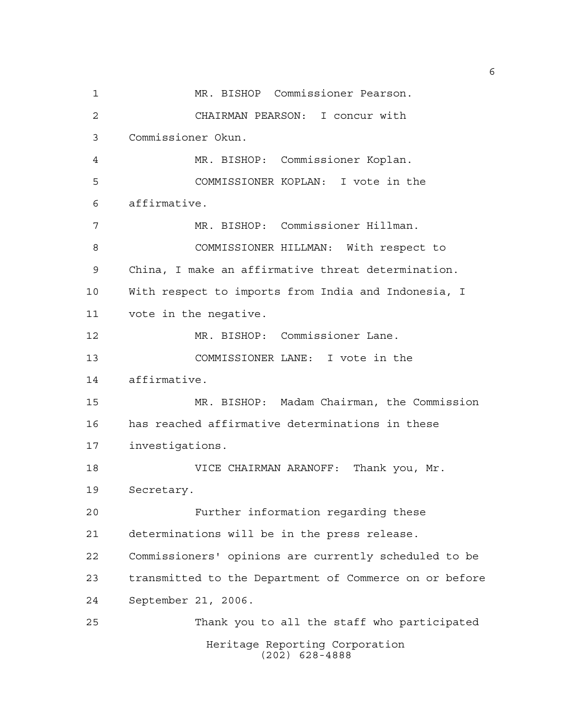MR. BISHOP Commissioner Pearson.

CHAIRMAN PEARSON: I concur with Commissioner Okun.

MR. BISHOP: Commissioner Koplan.

COMMISSIONER KOPLAN: I vote in the affirmative.

MR. BISHOP: Commissioner Hillman.

COMMISSIONER HILLMAN: With respect to China, I make an affirmative threat determination. With respect to imports from India and Indonesia, I vote in the negative.

MR. BISHOP: Commissioner Lane.

COMMISSIONER LANE: I vote in the affirmative.

MR. BISHOP: Madam Chairman, the Commission has reached affirmative determinations in these investigations.

VICE CHAIRMAN ARANOFF: Thank you, Mr. Secretary.

Further information regarding these determinations will be in the press release. Commissioners' opinions are currently scheduled to be transmitted to the Department of Commerce on or before September 21, 2006.

Thank you to all the staff who participated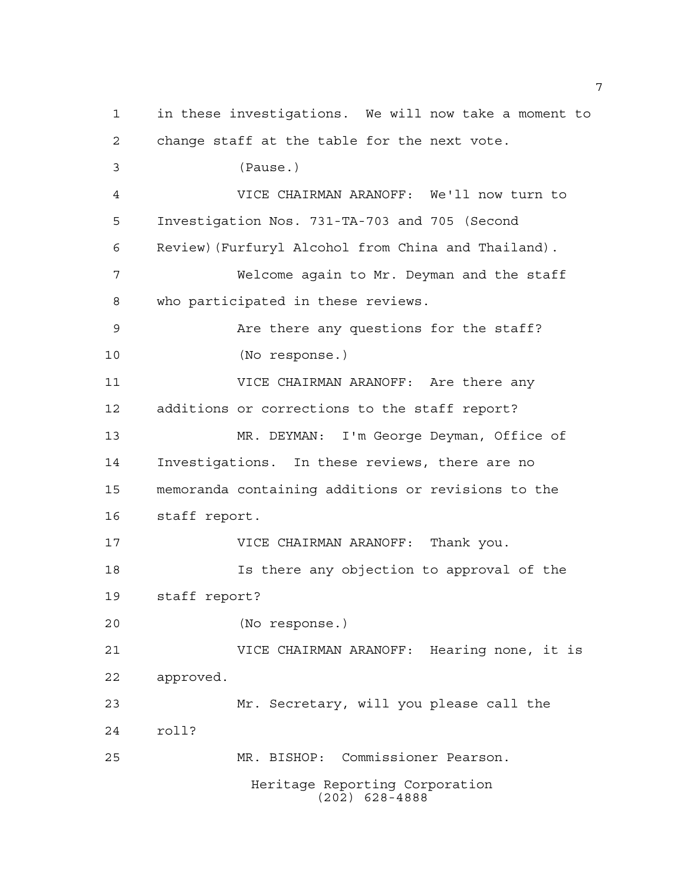in these investigations. We will now take a moment to change staff at the table for the next vote.

(Pause.)

VICE CHAIRMAN ARANOFF: We'll now turn to Investigation Nos. 731-TA-703 and 705 (Second Review)(Furfuryl Alcohol from China and Thailand).

Welcome again to Mr. Deyman and the staff who participated in these reviews.

Are there any questions for the staff?

(No response.)

VICE CHAIRMAN ARANOFF: Are there any additions or corrections to the staff report?

MR. DEYMAN: I'm George Deyman, Office of Investigations. In these reviews, there are no memoranda containing additions or revisions to the staff report.

VICE CHAIRMAN ARANOFF: Thank you.

Is there any objection to approval of the staff report?

(No response.)

VICE CHAIRMAN ARANOFF: Hearing none, it is approved.

Mr. Secretary, will you please call the roll?

MR. BISHOP: Commissioner Pearson.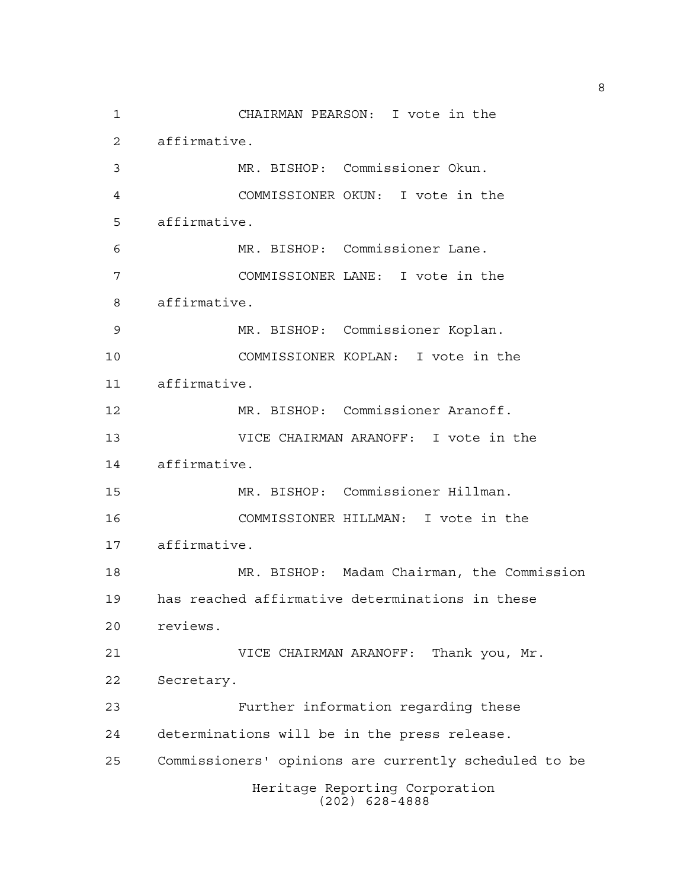CHAIRMAN PEARSON: I vote in the affirmative.

MR. BISHOP: Commissioner Okun.

COMMISSIONER OKUN: I vote in the affirmative.

MR. BISHOP: Commissioner Lane.

COMMISSIONER LANE: I vote in the affirmative.

MR. BISHOP: Commissioner Koplan.

COMMISSIONER KOPLAN: I vote in the affirmative.

MR. BISHOP: Commissioner Aranoff.

VICE CHAIRMAN ARANOFF: I vote in the affirmative.

MR. BISHOP: Commissioner Hillman.

COMMISSIONER HILLMAN: I vote in the affirmative.

MR. BISHOP: Madam Chairman, the Commission has reached affirmative determinations in these reviews.

VICE CHAIRMAN ARANOFF: Thank you, Mr. Secretary.

Further information regarding these determinations will be in the press release. Commissioners' opinions are currently scheduled to be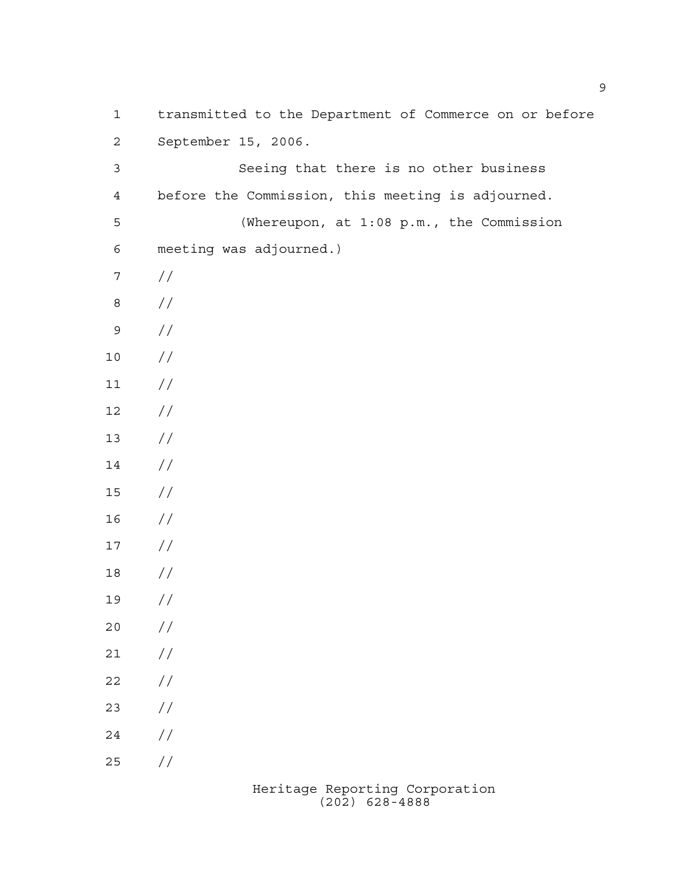transmitted to the Department of Commerce on or before September 15, 2006.

Seeing that there is no other business before the Commission, this meeting is adjourned.

(Whereupon, at 1:08 p.m., the Commission meeting was adjourned.)

//

//

//

//

//

//

//

//

//

//

//

//

//

//

//

//

//

//

//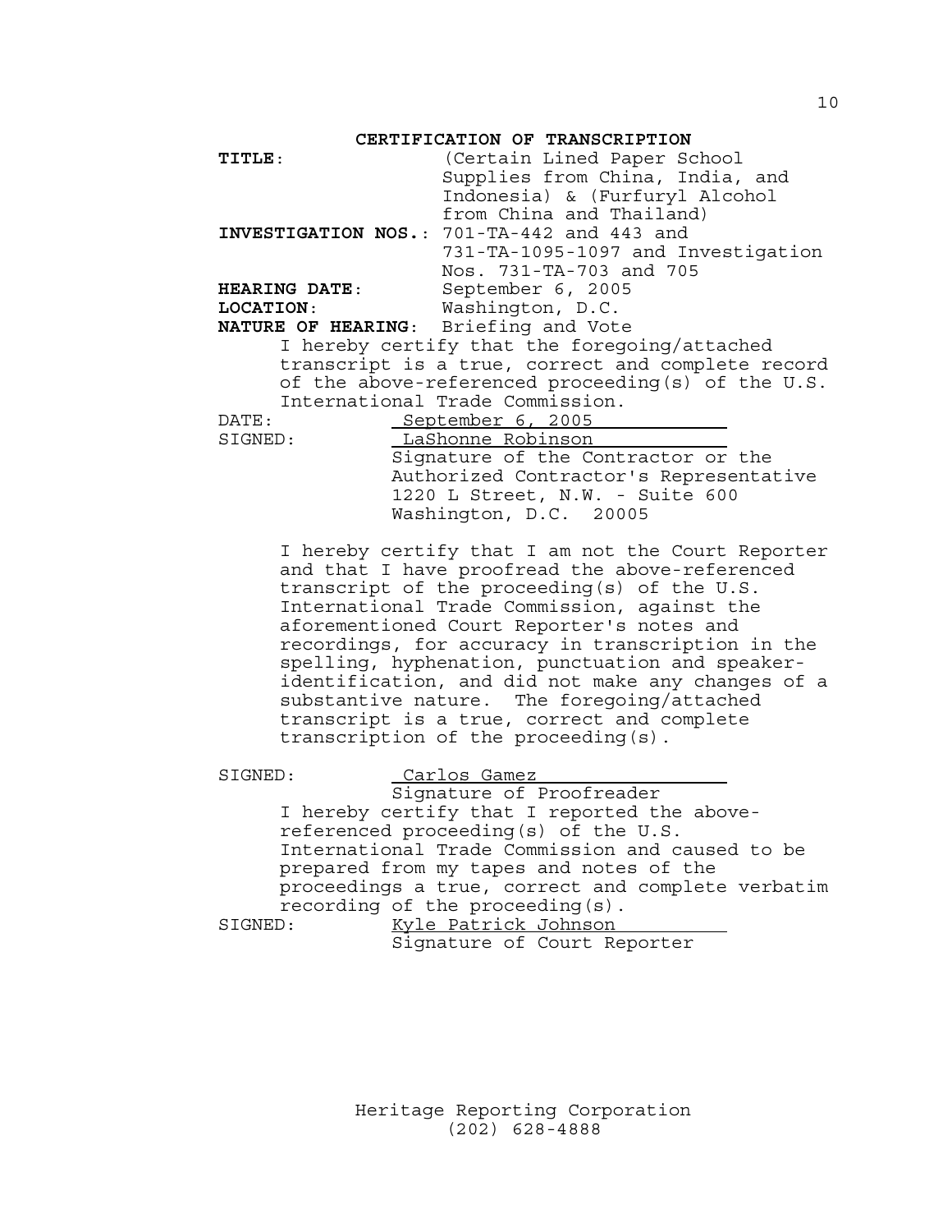**CERTIFICATION OF TRANSCRIPTION**

**TITLE**: (Certain Lined Paper School Supplies from China, India, and Indonesia) & (Furfuryl Alcohol from China and Thailand)

**INVESTIGATION NOS.**: 701-TA-442 and 443 and 731-TA-1095-1097 and Investigation Nos. 731-TA-703 and 705

**HEARING DATE**: September 6, 2005

**LOCATION**: Washington, D.C.

**NATURE OF HEARING**: Briefing and Vote

I hereby certify that the foregoing/attached transcript is a true, correct and complete record of the above-referenced proceeding(s) of the U.S. International Trade Commission.

DATE: September 6, 2005

SIGNED: LaShonne Robinson
Signature of the Contractor or the Authorized Contractor's Representative
1220 L Street, N.W. - Suite 600
Washington, D.C. 20005

I hereby certify that I am not the Court Reporter and that I have proofread the above-referenced transcript of the proceeding(s) of the U.S. International Trade Commission, against the aforementioned Court Reporter's notes and recordings, for accuracy in transcription in the spelling, hyphenation, punctuation and speaker-identification, and did not make any changes of a substantive nature. The foregoing/attached transcript is a true, correct and complete transcription of the proceeding(s).

SIGNED: Carlos Gamez
Signature of Proofreader

I hereby certify that I reported the above-referenced proceeding(s) of the U.S. International Trade Commission and caused to be prepared from my tapes and notes of the proceedings a true, correct and complete verbatim recording of the proceeding(s).

SIGNED: Kyle Patrick Johnson
Signature of Court Reporter